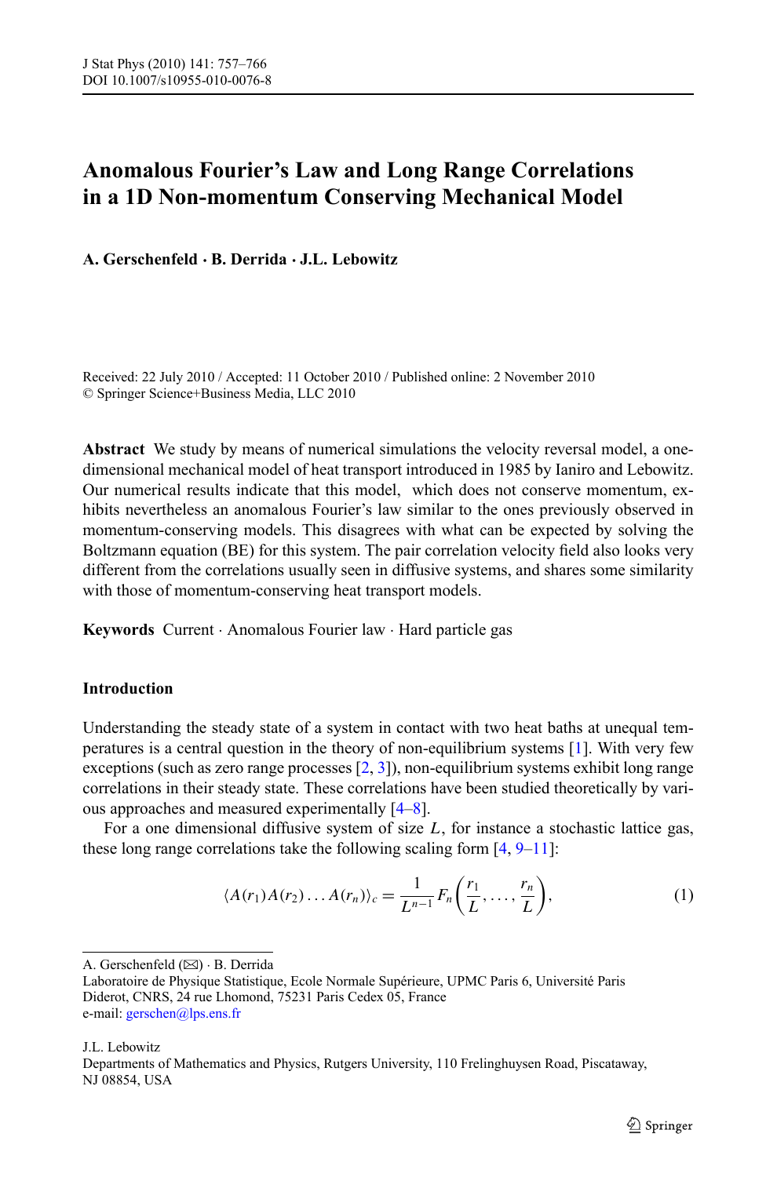# Anomalous Fourier's Law and Long Range Correlations in a 1D Non-momentum Conserving Mechanical Model

**A. Gerschenfeld · B. Derrida · J.L. Lebowitz**

Received: 22 July 2010 / Accepted: 11 October 2010 / Published online: 2 November 2010
© Springer Science+Business Media, LLC 2010

**Abstract** We study by means of numerical simulations the velocity reversal model, a one-dimensional mechanical model of heat transport introduced in 1985 by Ianiro and Lebowitz. Our numerical results indicate that this model, which does not conserve momentum, exhibits nevertheless an anomalous Fourier's law similar to the ones previously observed in momentum-conserving models. This disagrees with what can be expected by solving the Boltzmann equation (BE) for this system. The pair correlation velocity field also looks very different from the correlations usually seen in diffusive systems, and shares some similarity with those of momentum-conserving heat transport models.

**Keywords** Current · Anomalous Fourier law · Hard particle gas

## Introduction

Understanding the steady state of a system in contact with two heat baths at unequal temperatures is a central question in the theory of non-equilibrium systems [1]. With very few exceptions (such as zero range processes [2, 3]), non-equilibrium systems exhibit long range correlations in their steady state. These correlations have been studied theoretically by various approaches and measured experimentally [4–8].

For a one dimensional diffusive system of size $L$, for instance a stochastic lattice gas, these long range correlations take the following scaling form [4, 9–11]:

$$\langle A(r_1)A(r_2)\dots A(r_n)\rangle_c = \frac{1}{L^{n-1}} F_n\left(\frac{r_1}{L}, \dots, \frac{r_n}{L}\right), \tag{1}$$

---

A. Gerschenfeld (✉) · B. Derrida
Laboratoire de Physique Statistique, Ecole Normale Supérieure, UPMC Paris 6, Université Paris Diderot, CNRS, 24 rue Lhomond, 75231 Paris Cedex 05, France
e-mail: gerschen@lps.ens.fr

J.L. Lebowitz
Departments of Mathematics and Physics, Rutgers University, 110 Frelinghuysen Road, Piscataway, NJ 08854, USA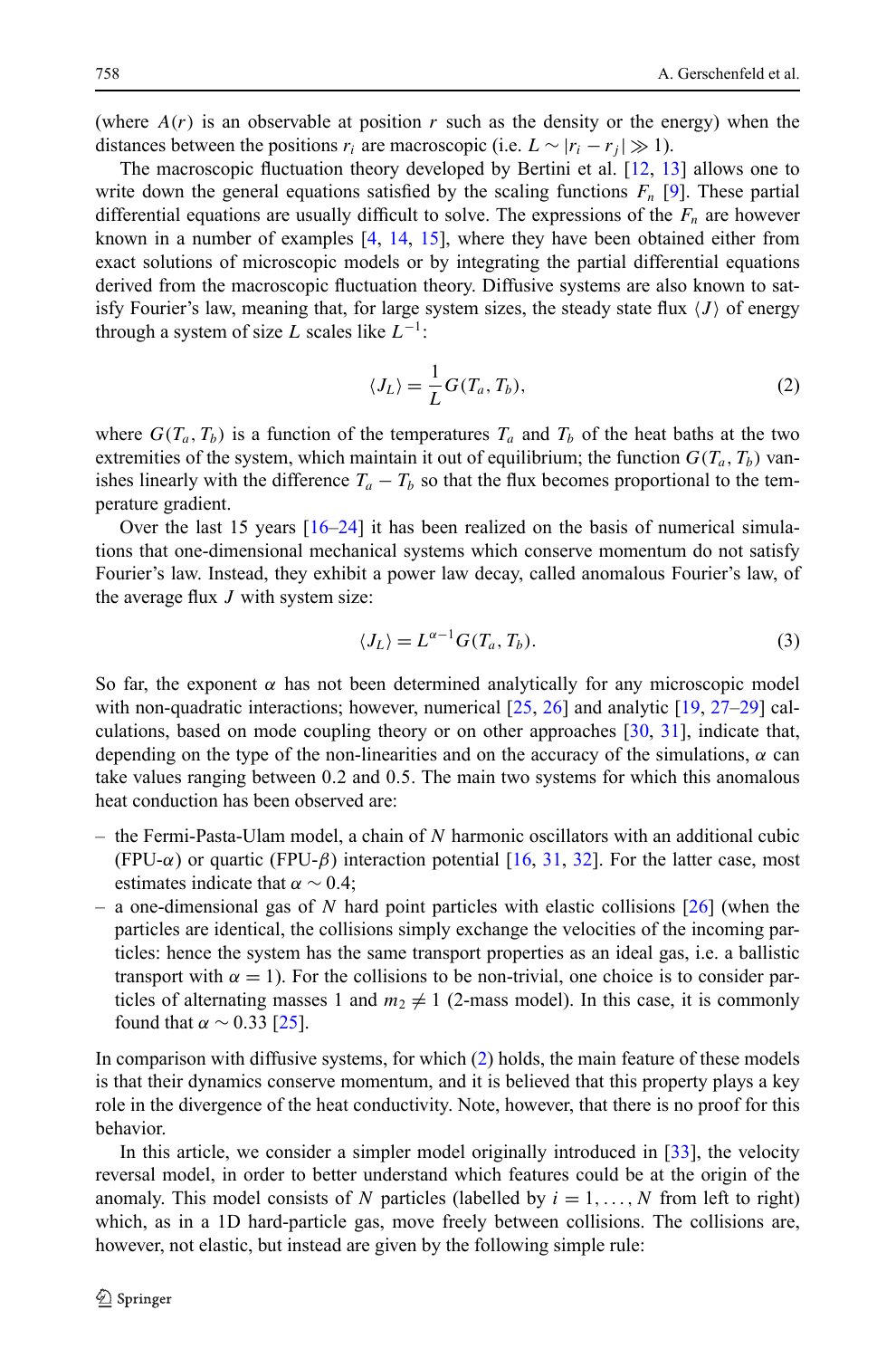(where $A(r)$ is an observable at position $r$ such as the density or the energy) when the distances between the positions $r_i$ are macroscopic (i.e. $L \sim |r_i - r_j| \gg 1$).

The macroscopic fluctuation theory developed by Bertini et al. [12, 13] allows one to write down the general equations satisfied by the scaling functions $F_n$ [9]. These partial differential equations are usually difficult to solve. The expressions of the $F_n$ are however known in a number of examples [4, 14, 15], where they have been obtained either from exact solutions of microscopic models or by integrating the partial differential equations derived from the macroscopic fluctuation theory. Diffusive systems are also known to satisfy Fourier's law, meaning that, for large system sizes, the steady state flux $\langle J \rangle$ of energy through a system of size $L$ scales like $L^{-1}$:

$$\langle J_L \rangle = \frac{1}{L} G(T_a, T_b), \tag{2}$$

where $G(T_a, T_b)$ is a function of the temperatures $T_a$ and $T_b$ of the heat baths at the two extremities of the system, which maintain it out of equilibrium; the function $G(T_a, T_b)$ vanishes linearly with the difference $T_a - T_b$ so that the flux becomes proportional to the temperature gradient.

Over the last 15 years [16–24] it has been realized on the basis of numerical simulations that one-dimensional mechanical systems which conserve momentum do not satisfy Fourier's law. Instead, they exhibit a power law decay, called anomalous Fourier's law, of the average flux $J$ with system size:

$$\langle J_L \rangle = L^{\alpha - 1} G(T_a, T_b). \tag{3}$$

So far, the exponent $\alpha$ has not been determined analytically for any microscopic model with non-quadratic interactions; however, numerical [25, 26] and analytic [19, 27–29] calculations, based on mode coupling theory or on other approaches [30, 31], indicate that, depending on the type of the non-linearities and on the accuracy of the simulations, $\alpha$ can take values ranging between 0.2 and 0.5. The main two systems for which this anomalous heat conduction has been observed are:

- the Fermi-Pasta-Ulam model, a chain of $N$ harmonic oscillators with an additional cubic (FPU-$\alpha$) or quartic (FPU-$\beta$) interaction potential [16, 31, 32]. For the latter case, most estimates indicate that $\alpha \sim 0.4$;
- a one-dimensional gas of $N$ hard point particles with elastic collisions [26] (when the particles are identical, the collisions simply exchange the velocities of the incoming particles: hence the system has the same transport properties as an ideal gas, i.e. a ballistic transport with $\alpha = 1$). For the collisions to be non-trivial, one choice is to consider particles of alternating masses 1 and $m_2 \neq 1$ (2-mass model). In this case, it is commonly found that $\alpha \sim 0.33$ [25].

In comparison with diffusive systems, for which (2) holds, the main feature of these models is that their dynamics conserve momentum, and it is believed that this property plays a key role in the divergence of the heat conductivity. Note, however, that there is no proof for this behavior.

In this article, we consider a simpler model originally introduced in [33], the velocity reversal model, in order to better understand which features could be at the origin of the anomaly. This model consists of $N$ particles (labelled by $i = 1, \ldots, N$ from left to right) which, as in a 1D hard-particle gas, move freely between collisions. The collisions are, however, not elastic, but instead are given by the following simple rule: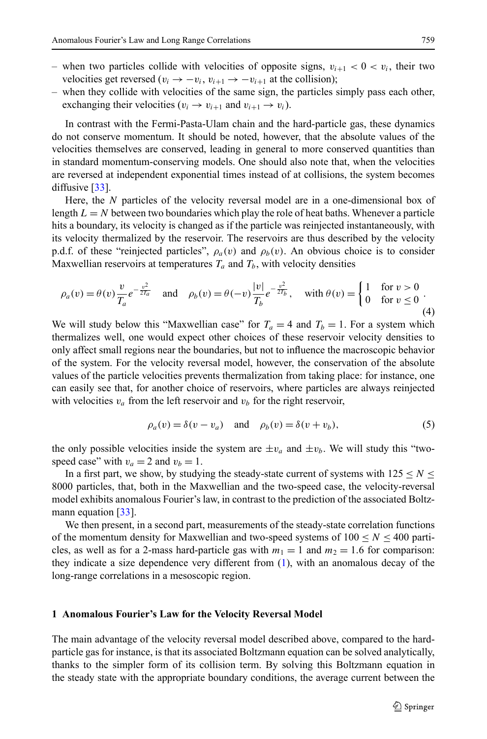- when two particles collide with velocities of opposite signs, $v_{i+1} < 0 < v_i$, their two velocities get reversed ($v_i \to -v_i$, $v_{i+1} \to -v_{i+1}$ at the collision);
- when they collide with velocities of the same sign, the particles simply pass each other, exchanging their velocities ($v_i \to v_{i+1}$ and $v_{i+1} \to v_i$).

In contrast with the Fermi-Pasta-Ulam chain and the hard-particle gas, these dynamics do not conserve momentum. It should be noted, however, that the absolute values of the velocities themselves are conserved, leading in general to more conserved quantities than in standard momentum-conserving models. One should also note that, when the velocities are reversed at independent exponential times instead of at collisions, the system becomes diffusive [33].

Here, the $N$ particles of the velocity reversal model are in a one-dimensional box of length $L = N$ between two boundaries which play the role of heat baths. Whenever a particle hits a boundary, its velocity is changed as if the particle was reinjected instantaneously, with its velocity thermalized by the reservoir. The reservoirs are thus described by the velocity p.d.f. of these "reinjected particles", $\rho_a(v)$ and $\rho_b(v)$. An obvious choice is to consider Maxwellian reservoirs at temperatures $T_a$ and $T_b$, with velocity densities

$$\rho_a(v) = \theta(v)\frac{v}{T_a}e^{-\frac{v^2}{2T_a}} \quad \text{and} \quad \rho_b(v) = \theta(-v)\frac{|v|}{T_b}e^{-\frac{v^2}{2T_b}}, \quad \text{with } \theta(v) = \begin{cases} 1 & \text{for } v > 0 \\ 0 & \text{for } v \leq 0 \end{cases}. \tag{4}$$

We will study below this "Maxwellian case" for $T_a = 4$ and $T_b = 1$. For a system which thermalizes well, one would expect other choices of these reservoir velocity densities to only affect small regions near the boundaries, but not to influence the macroscopic behavior of the system. For the velocity reversal model, however, the conservation of the absolute values of the particle velocities prevents thermalization from taking place: for instance, one can easily see that, for another choice of reservoirs, where particles are always reinjected with velocities $v_a$ from the left reservoir and $v_b$ for the right reservoir,

$$\rho_a(v) = \delta(v - v_a) \quad \text{and} \quad \rho_b(v) = \delta(v + v_b), \tag{5}$$

the only possible velocities inside the system are $\pm v_a$ and $\pm v_b$. We will study this "two-speed case" with $v_a = 2$ and $v_b = 1$.

In a first part, we show, by studying the steady-state current of systems with $125 \leq N \leq 8000$ particles, that, both in the Maxwellian and the two-speed case, the velocity-reversal model exhibits anomalous Fourier's law, in contrast to the prediction of the associated Boltzmann equation [33].

We then present, in a second part, measurements of the steady-state correlation functions of the momentum density for Maxwellian and two-speed systems of $100 \leq N \leq 400$ particles, as well as for a 2-mass hard-particle gas with $m_1 = 1$ and $m_2 = 1.6$ for comparison: they indicate a size dependence very different from (1), with an anomalous decay of the long-range correlations in a mesoscopic region.

## 1 Anomalous Fourier's Law for the Velocity Reversal Model

The main advantage of the velocity reversal model described above, compared to the hard-particle gas for instance, is that its associated Boltzmann equation can be solved analytically, thanks to the simpler form of its collision term. By solving this Boltzmann equation in the steady state with the appropriate boundary conditions, the average current between the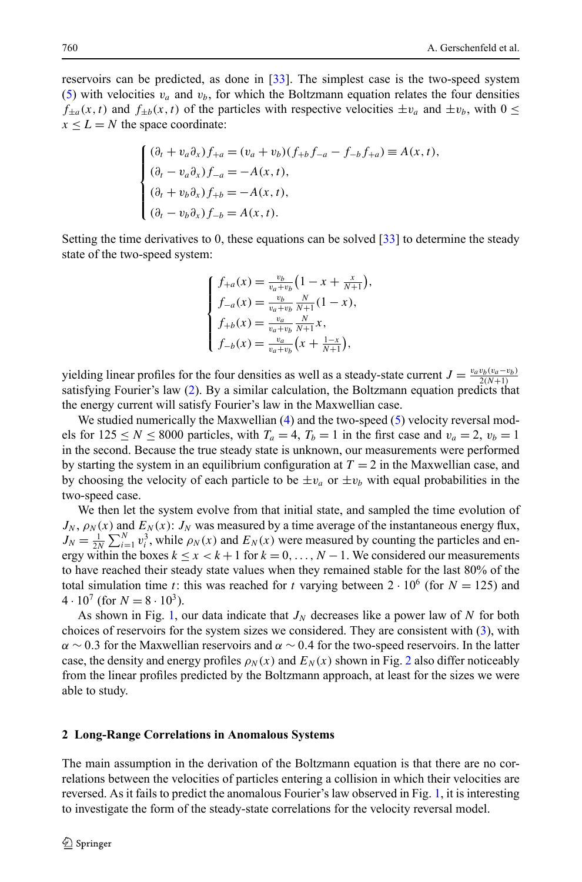reservoirs can be predicted, as done in [33]. The simplest case is the two-speed system (5) with velocities $v_a$ and $v_b$, for which the Boltzmann equation relates the four densities $f_{\pm a}(x,t)$ and $f_{\pm b}(x,t)$ of the particles with respective velocities $\pm v_a$ and $\pm v_b$, with $0 \le x \le L = N$ the space coordinate:

$$\begin{cases} (\partial_t + v_a \partial_x) f_{+a} = (v_a + v_b)(f_{+b} f_{-a} - f_{-b} f_{+a}) \equiv A(x,t), \\ (\partial_t - v_a \partial_x) f_{-a} = -A(x,t), \\ (\partial_t + v_b \partial_x) f_{+b} = -A(x,t), \\ (\partial_t - v_b \partial_x) f_{-b} = A(x,t). \end{cases}$$

Setting the time derivatives to 0, these equations can be solved [33] to determine the steady state of the two-speed system:

$$\begin{cases} f_{+a}(x) = \frac{v_b}{v_a + v_b}\left(1 - x + \frac{x}{N+1}\right), \\ f_{-a}(x) = \frac{v_b}{v_a + v_b}\,\frac{N}{N+1}(1 - x), \\ f_{+b}(x) = \frac{v_a}{v_a + v_b}\,\frac{N}{N+1}x, \\ f_{-b}(x) = \frac{v_a}{v_a + v_b}\left(x + \frac{1-x}{N+1}\right), \end{cases}$$

yielding linear profiles for the four densities as well as a steady-state current $J = \frac{v_a v_b (v_a - v_b)}{2(N+1)}$ satisfying Fourier's law (2). By a similar calculation, the Boltzmann equation predicts that the energy current will satisfy Fourier's law in the Maxwellian case.

We studied numerically the Maxwellian (4) and the two-speed (5) velocity reversal models for $125 \le N \le 8000$ particles, with $T_a = 4$, $T_b = 1$ in the first case and $v_a = 2$, $v_b = 1$ in the second. Because the true steady state is unknown, our measurements were performed by starting the system in an equilibrium configuration at $T = 2$ in the Maxwellian case, and by choosing the velocity of each particle to be $\pm v_a$ or $\pm v_b$ with equal probabilities in the two-speed case.

We then let the system evolve from that initial state, and sampled the time evolution of $J_N$, $\rho_N(x)$ and $E_N(x)$: $J_N$ was measured by a time average of the instantaneous energy flux, $J_N = \frac{1}{2N}\sum_{i=1}^{N} v_i^3$, while $\rho_N(x)$ and $E_N(x)$ were measured by counting the particles and energy within the boxes $k \le x < k+1$ for $k = 0, \dots, N-1$. We considered our measurements to have reached their steady state values when they remained stable for the last 80% of the total simulation time $t$: this was reached for $t$ varying between $2 \cdot 10^6$ (for $N = 125$) and $4 \cdot 10^7$ (for $N = 8 \cdot 10^3$).

As shown in Fig. 1, our data indicate that $J_N$ decreases like a power law of $N$ for both choices of reservoirs for the system sizes we considered. They are consistent with (3), with $\alpha \sim 0.3$ for the Maxwellian reservoirs and $\alpha \sim 0.4$ for the two-speed reservoirs. In the latter case, the density and energy profiles $\rho_N(x)$ and $E_N(x)$ shown in Fig. 2 also differ noticeably from the linear profiles predicted by the Boltzmann approach, at least for the sizes we were able to study.

## 2 Long-Range Correlations in Anomalous Systems

The main assumption in the derivation of the Boltzmann equation is that there are no correlations between the velocities of particles entering a collision in which their velocities are reversed. As it fails to predict the anomalous Fourier's law observed in Fig. 1, it is interesting to investigate the form of the steady-state correlations for the velocity reversal model.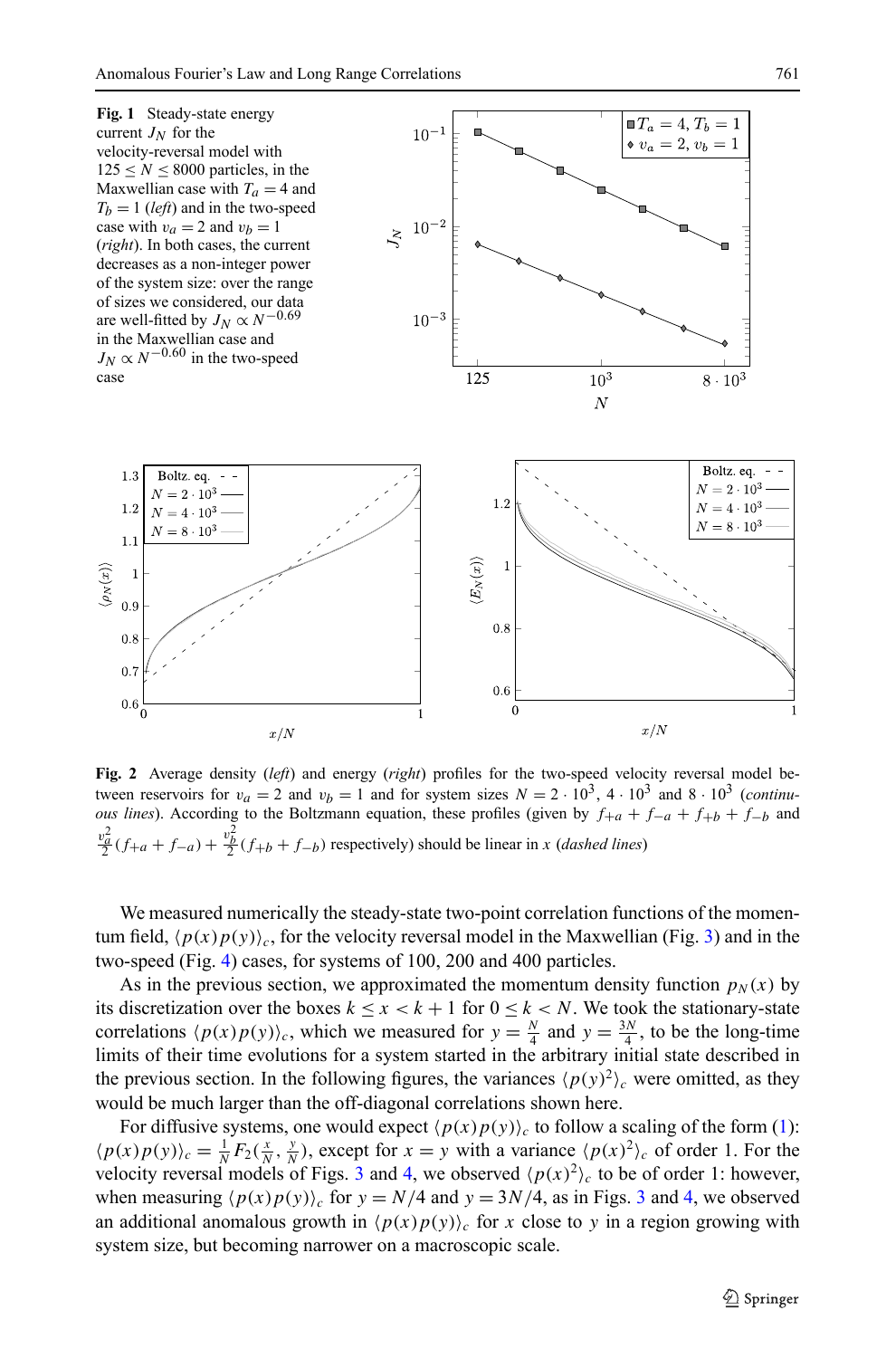**Fig. 1** Steady-state energy current $J_N$ for the velocity-reversal model with $125 \le N \le 8000$ particles, in the Maxwellian case with $T_a = 4$ and $T_b = 1$ (*left*) and in the two-speed case with $v_a = 2$ and $v_b = 1$ (*right*). In both cases, the current decreases as a non-integer power of the system size: over the range of sizes we considered, our data are well-fitted by $J_N \propto N^{-0.69}$ in the Maxwellian case and $J_N \propto N^{-0.60}$ in the two-speed case

**Fig. 2** Average density (*left*) and energy (*right*) profiles for the two-speed velocity reversal model between reservoirs for $v_a = 2$ and $v_b = 1$ and for system sizes $N = 2 \cdot 10^3$, $4 \cdot 10^3$ and $8 \cdot 10^3$ (*continuous lines*). According to the Boltzmann equation, these profiles (given by $f_{+a} + f_{-a} + f_{+b} + f_{-b}$ and $\frac{v_a^2}{2}(f_{+a} + f_{-a}) + \frac{v_b^2}{2}(f_{+b} + f_{-b})$ respectively) should be linear in $x$ (*dashed lines*)

We measured numerically the steady-state two-point correlation functions of the momentum field, $\langle p(x)p(y)\rangle_c$, for the velocity reversal model in the Maxwellian (Fig. 3) and in the two-speed (Fig. 4) cases, for systems of 100, 200 and 400 particles.

As in the previous section, we approximated the momentum density function $p_N(x)$ by its discretization over the boxes $k \le x < k+1$ for $0 \le k < N$. We took the stationary-state correlations $\langle p(x)p(y)\rangle_c$, which we measured for $y = \frac{N}{4}$ and $y = \frac{3N}{4}$, to be the long-time limits of their time evolutions for a system started in the arbitrary initial state described in the previous section. In the following figures, the variances $\langle p(y)^2\rangle_c$ were omitted, as they would be much larger than the off-diagonal correlations shown here.

For diffusive systems, one would expect $\langle p(x)p(y)\rangle_c$ to follow a scaling of the form (1): $\langle p(x)p(y)\rangle_c = \frac{1}{N}F_2(\frac{x}{N}, \frac{y}{N})$, except for $x = y$ with a variance $\langle p(x)^2\rangle_c$ of order 1. For the velocity reversal models of Figs. 3 and 4, we observed $\langle p(x)^2\rangle_c$ to be of order 1: however, when measuring $\langle p(x)p(y)\rangle_c$ for $y = N/4$ and $y = 3N/4$, as in Figs. 3 and 4, we observed an additional anomalous growth in $\langle p(x)p(y)\rangle_c$ for $x$ close to $y$ in a region growing with system size, but becoming narrower on a macroscopic scale.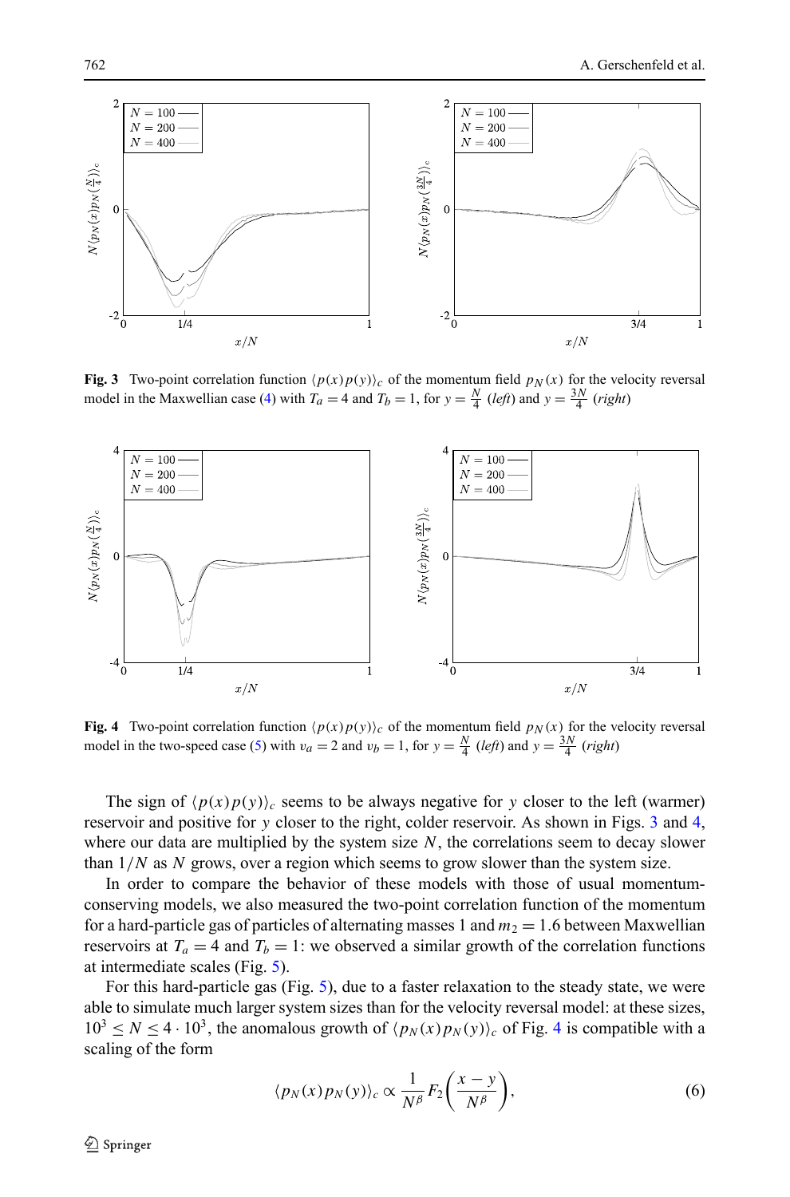**Fig. 3** Two-point correlation function $\langle p(x)p(y)\rangle_c$ of the momentum field $p_N(x)$ for the velocity reversal model in the Maxwellian case (4) with $T_a = 4$ and $T_b = 1$, for $y = \frac{N}{4}$ (*left*) and $y = \frac{3N}{4}$ (*right*)

**Fig. 4** Two-point correlation function $\langle p(x)p(y)\rangle_c$ of the momentum field $p_N(x)$ for the velocity reversal model in the two-speed case (5) with $v_a = 2$ and $v_b = 1$, for $y = \frac{N}{4}$ (*left*) and $y = \frac{3N}{4}$ (*right*)

The sign of $\langle p(x)p(y)\rangle_c$ seems to be always negative for $y$ closer to the left (warmer) reservoir and positive for $y$ closer to the right, colder reservoir. As shown in Figs. 3 and 4, where our data are multiplied by the system size $N$, the correlations seem to decay slower than $1/N$ as $N$ grows, over a region which seems to grow slower than the system size.

In order to compare the behavior of these models with those of usual momentum-conserving models, we also measured the two-point correlation function of the momentum for a hard-particle gas of particles of alternating masses 1 and $m_2 = 1.6$ between Maxwellian reservoirs at $T_a = 4$ and $T_b = 1$: we observed a similar growth of the correlation functions at intermediate scales (Fig. 5).

For this hard-particle gas (Fig. 5), due to a faster relaxation to the steady state, we were able to simulate much larger system sizes than for the velocity reversal model: at these sizes, $10^3 \le N \le 4 \cdot 10^3$, the anomalous growth of $\langle p_N(x)p_N(y)\rangle_c$ of Fig. 4 is compatible with a scaling of the form

$$\langle p_N(x)p_N(y)\rangle_c \propto \frac{1}{N^\beta} F_2\left(\frac{x-y}{N^\beta}\right), \tag{6}$$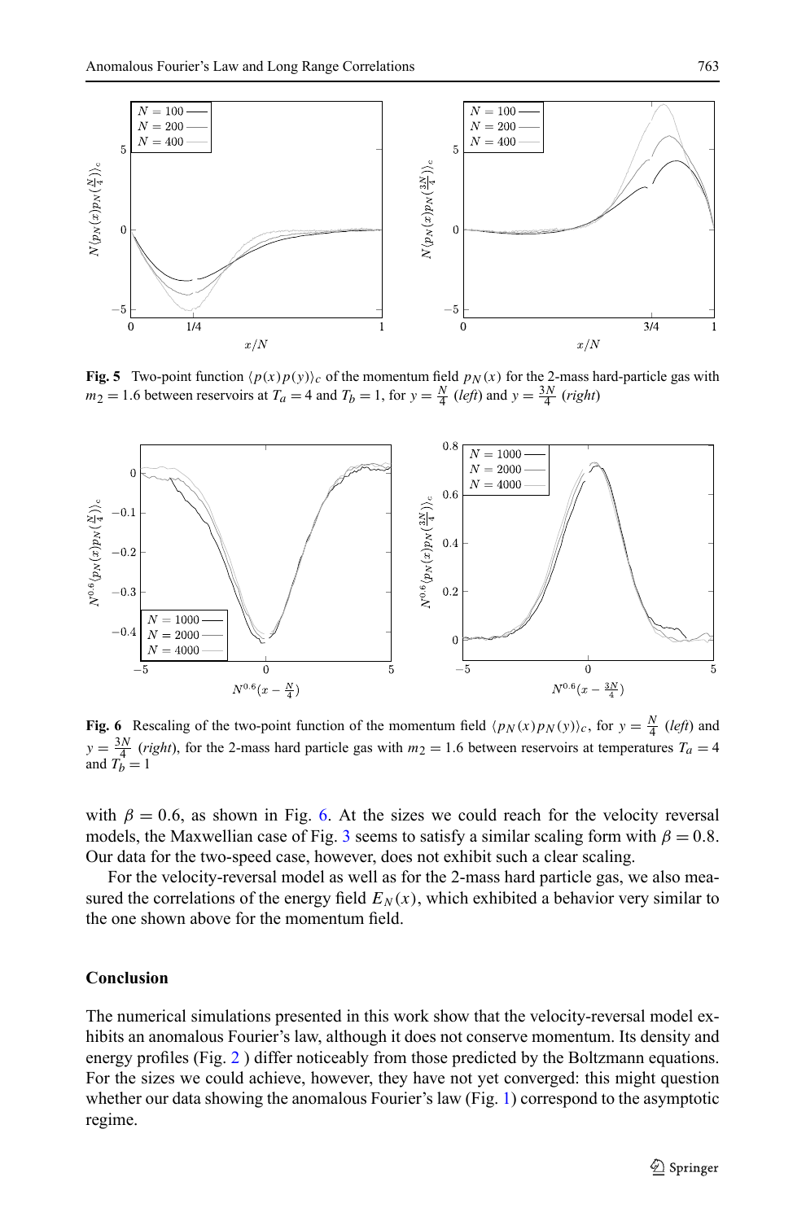**Fig. 5** Two-point function $\langle p(x)p(y)\rangle_c$ of the momentum field $p_N(x)$ for the 2-mass hard-particle gas with $m_2 = 1.6$ between reservoirs at $T_a = 4$ and $T_b = 1$, for $y = \frac{N}{4}$ (*left*) and $y = \frac{3N}{4}$ (*right*)

**Fig. 6** Rescaling of the two-point function of the momentum field $\langle p_N(x)p_N(y)\rangle_c$, for $y = \frac{N}{4}$ (*left*) and $y = \frac{3N}{4}$ (*right*), for the 2-mass hard particle gas with $m_2 = 1.6$ between reservoirs at temperatures $T_a = 4$ and $T_b = 1$

with $\beta = 0.6$, as shown in Fig. 6. At the sizes we could reach for the velocity reversal models, the Maxwellian case of Fig. 3 seems to satisfy a similar scaling form with $\beta = 0.8$. Our data for the two-speed case, however, does not exhibit such a clear scaling.

For the velocity-reversal model as well as for the 2-mass hard particle gas, we also measured the correlations of the energy field $E_N(x)$, which exhibited a behavior very similar to the one shown above for the momentum field.

## Conclusion

The numerical simulations presented in this work show that the velocity-reversal model exhibits an anomalous Fourier's law, although it does not conserve momentum. Its density and energy profiles (Fig. 2 ) differ noticeably from those predicted by the Boltzmann equations. For the sizes we could achieve, however, they have not yet converged: this might question whether our data showing the anomalous Fourier's law (Fig. 1) correspond to the asymptotic regime.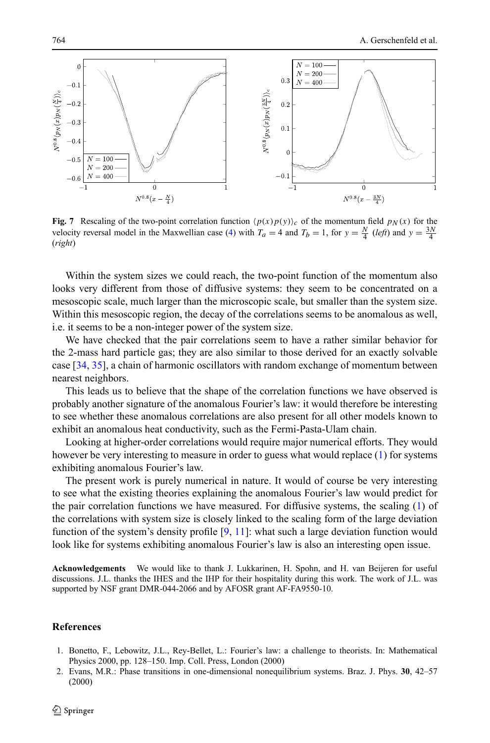**Fig. 7** Rescaling of the two-point correlation function $\langle p(x)p(y)\rangle_c$ of the momentum field $p_N(x)$ for the velocity reversal model in the Maxwellian case (4) with $T_a = 4$ and $T_b = 1$, for $y = \frac{N}{4}$ (*left*) and $y = \frac{3N}{4}$ (*right*)

Within the system sizes we could reach, the two-point function of the momentum also looks very different from those of diffusive systems: they seem to be concentrated on a mesoscopic scale, much larger than the microscopic scale, but smaller than the system size. Within this mesoscopic region, the decay of the correlations seems to be anomalous as well, i.e. it seems to be a non-integer power of the system size.

We have checked that the pair correlations seem to have a rather similar behavior for the 2-mass hard particle gas; they are also similar to those derived for an exactly solvable case [34, 35], a chain of harmonic oscillators with random exchange of momentum between nearest neighbors.

This leads us to believe that the shape of the correlation functions we have observed is probably another signature of the anomalous Fourier's law: it would therefore be interesting to see whether these anomalous correlations are also present for all other models known to exhibit an anomalous heat conductivity, such as the Fermi-Pasta-Ulam chain.

Looking at higher-order correlations would require major numerical efforts. They would however be very interesting to measure in order to guess what would replace (1) for systems exhibiting anomalous Fourier's law.

The present work is purely numerical in nature. It would of course be very interesting to see what the existing theories explaining the anomalous Fourier's law would predict for the pair correlation functions we have measured. For diffusive systems, the scaling (1) of the correlations with system size is closely linked to the scaling form of the large deviation function of the system's density profile [9, 11]: what such a large deviation function would look like for systems exhibiting anomalous Fourier's law is also an interesting open issue.

**Acknowledgements** We would like to thank J. Lukkarinen, H. Spohn, and H. van Beijeren for useful discussions. J.L. thanks the IHES and the IHP for their hospitality during this work. The work of J.L. was supported by NSF grant DMR-044-2066 and by AFOSR grant AF-FA9550-10.

## References

1. Bonetto, F., Lebowitz, J.L., Rey-Bellet, L.: Fourier's law: a challenge to theorists. In: Mathematical Physics 2000, pp. 128–150. Imp. Coll. Press, London (2000)
2. Evans, M.R.: Phase transitions in one-dimensional nonequilibrium systems. Braz. J. Phys. **30**, 42–57 (2000)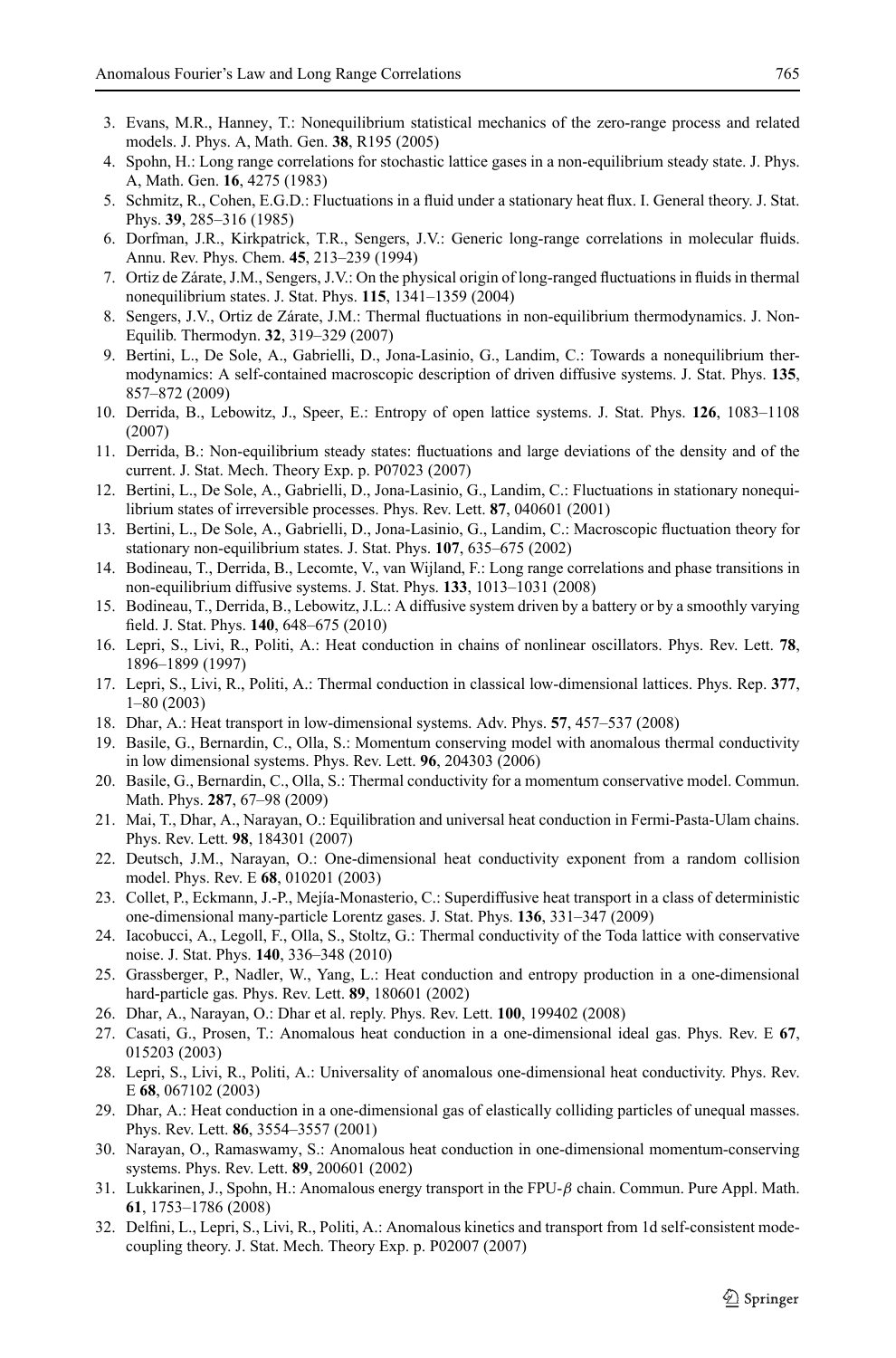3. Evans, M.R., Hanney, T.: Nonequilibrium statistical mechanics of the zero-range process and related models. J. Phys. A, Math. Gen. **38**, R195 (2005)
4. Spohn, H.: Long range correlations for stochastic lattice gases in a non-equilibrium steady state. J. Phys. A, Math. Gen. **16**, 4275 (1983)
5. Schmitz, R., Cohen, E.G.D.: Fluctuations in a fluid under a stationary heat flux. I. General theory. J. Stat. Phys. **39**, 285–316 (1985)
6. Dorfman, J.R., Kirkpatrick, T.R., Sengers, J.V.: Generic long-range correlations in molecular fluids. Annu. Rev. Phys. Chem. **45**, 213–239 (1994)
7. Ortiz de Zárate, J.M., Sengers, J.V.: On the physical origin of long-ranged fluctuations in fluids in thermal nonequilibrium states. J. Stat. Phys. **115**, 1341–1359 (2004)
8. Sengers, J.V., Ortiz de Zárate, J.M.: Thermal fluctuations in non-equilibrium thermodynamics. J. Non-Equilib. Thermodyn. **32**, 319–329 (2007)
9. Bertini, L., De Sole, A., Gabrielli, D., Jona-Lasinio, G., Landim, C.: Towards a nonequilibrium thermodynamics: A self-contained macroscopic description of driven diffusive systems. J. Stat. Phys. **135**, 857–872 (2009)
10. Derrida, B., Lebowitz, J., Speer, E.: Entropy of open lattice systems. J. Stat. Phys. **126**, 1083–1108 (2007)
11. Derrida, B.: Non-equilibrium steady states: fluctuations and large deviations of the density and of the current. J. Stat. Mech. Theory Exp. p. P07023 (2007)
12. Bertini, L., De Sole, A., Gabrielli, D., Jona-Lasinio, G., Landim, C.: Fluctuations in stationary nonequilibrium states of irreversible processes. Phys. Rev. Lett. **87**, 040601 (2001)
13. Bertini, L., De Sole, A., Gabrielli, D., Jona-Lasinio, G., Landim, C.: Macroscopic fluctuation theory for stationary non-equilibrium states. J. Stat. Phys. **107**, 635–675 (2002)
14. Bodineau, T., Derrida, B., Lecomte, V., van Wijland, F.: Long range correlations and phase transitions in non-equilibrium diffusive systems. J. Stat. Phys. **133**, 1013–1031 (2008)
15. Bodineau, T., Derrida, B., Lebowitz, J.L.: A diffusive system driven by a battery or by a smoothly varying field. J. Stat. Phys. **140**, 648–675 (2010)
16. Lepri, S., Livi, R., Politi, A.: Heat conduction in chains of nonlinear oscillators. Phys. Rev. Lett. **78**, 1896–1899 (1997)
17. Lepri, S., Livi, R., Politi, A.: Thermal conduction in classical low-dimensional lattices. Phys. Rep. **377**, 1–80 (2003)
18. Dhar, A.: Heat transport in low-dimensional systems. Adv. Phys. **57**, 457–537 (2008)
19. Basile, G., Bernardin, C., Olla, S.: Momentum conserving model with anomalous thermal conductivity in low dimensional systems. Phys. Rev. Lett. **96**, 204303 (2006)
20. Basile, G., Bernardin, C., Olla, S.: Thermal conductivity for a momentum conservative model. Commun. Math. Phys. **287**, 67–98 (2009)
21. Mai, T., Dhar, A., Narayan, O.: Equilibration and universal heat conduction in Fermi-Pasta-Ulam chains. Phys. Rev. Lett. **98**, 184301 (2007)
22. Deutsch, J.M., Narayan, O.: One-dimensional heat conductivity exponent from a random collision model. Phys. Rev. E **68**, 010201 (2003)
23. Collet, P., Eckmann, J.-P., Mejía-Monasterio, C.: Superdiffusive heat transport in a class of deterministic one-dimensional many-particle Lorentz gases. J. Stat. Phys. **136**, 331–347 (2009)
24. Iacobucci, A., Legoll, F., Olla, S., Stoltz, G.: Thermal conductivity of the Toda lattice with conservative noise. J. Stat. Phys. **140**, 336–348 (2010)
25. Grassberger, P., Nadler, W., Yang, L.: Heat conduction and entropy production in a one-dimensional hard-particle gas. Phys. Rev. Lett. **89**, 180601 (2002)
26. Dhar, A., Narayan, O.: Dhar et al. reply. Phys. Rev. Lett. **100**, 199402 (2008)
27. Casati, G., Prosen, T.: Anomalous heat conduction in a one-dimensional ideal gas. Phys. Rev. E **67**, 015203 (2003)
28. Lepri, S., Livi, R., Politi, A.: Universality of anomalous one-dimensional heat conductivity. Phys. Rev. E **68**, 067102 (2003)
29. Dhar, A.: Heat conduction in a one-dimensional gas of elastically colliding particles of unequal masses. Phys. Rev. Lett. **86**, 3554–3557 (2001)
30. Narayan, O., Ramaswamy, S.: Anomalous heat conduction in one-dimensional momentum-conserving systems. Phys. Rev. Lett. **89**, 200601 (2002)
31. Lukkarinen, J., Spohn, H.: Anomalous energy transport in the FPU-$\beta$ chain. Commun. Pure Appl. Math. **61**, 1753–1786 (2008)
32. Delfini, L., Lepri, S., Livi, R., Politi, A.: Anomalous kinetics and transport from 1d self-consistent mode-coupling theory. J. Stat. Mech. Theory Exp. p. P02007 (2007)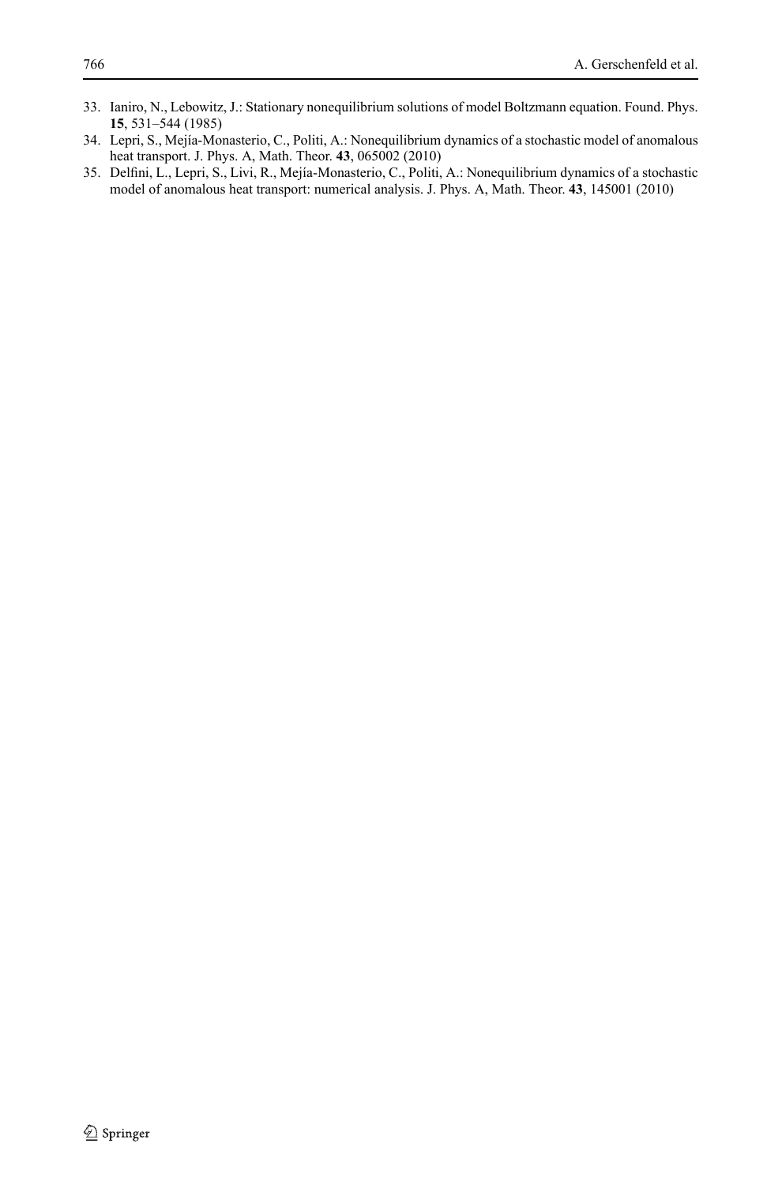33. Ianiro, N., Lebowitz, J.: Stationary nonequilibrium solutions of model Boltzmann equation. Found. Phys. **15**, 531–544 (1985)
34. Lepri, S., Mejía-Monasterio, C., Politi, A.: Nonequilibrium dynamics of a stochastic model of anomalous heat transport. J. Phys. A, Math. Theor. **43**, 065002 (2010)
35. Delfini, L., Lepri, S., Livi, R., Mejía-Monasterio, C., Politi, A.: Nonequilibrium dynamics of a stochastic model of anomalous heat transport: numerical analysis. J. Phys. A, Math. Theor. **43**, 145001 (2010)